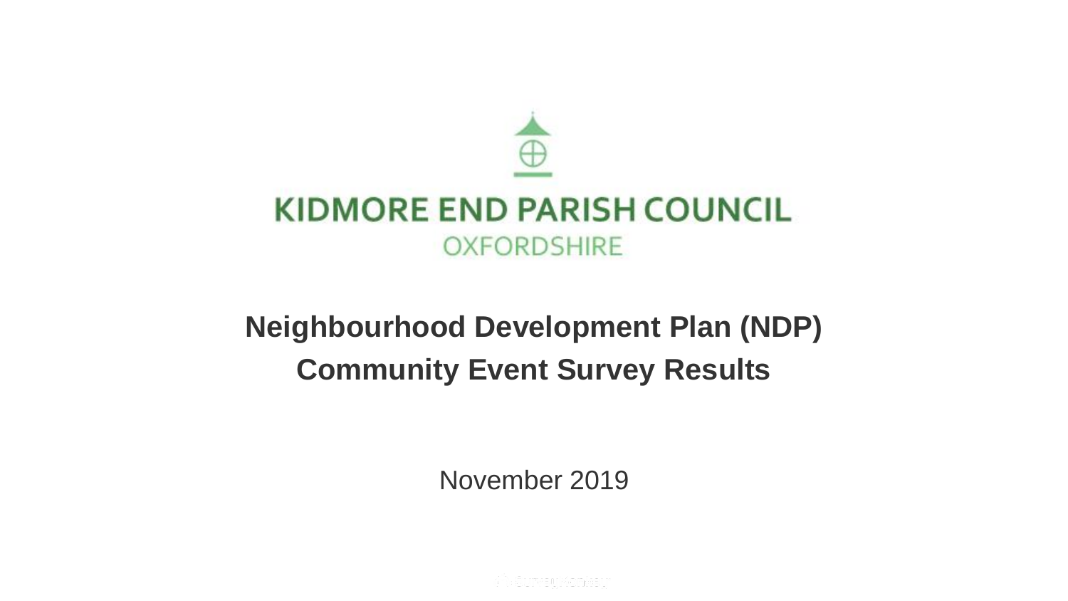KIDMORE END PARISH COUNCIL

OXFORDSHIRE

# Neighbourhood Development Plan (NDP)
# Community Event Survey Results

November 2019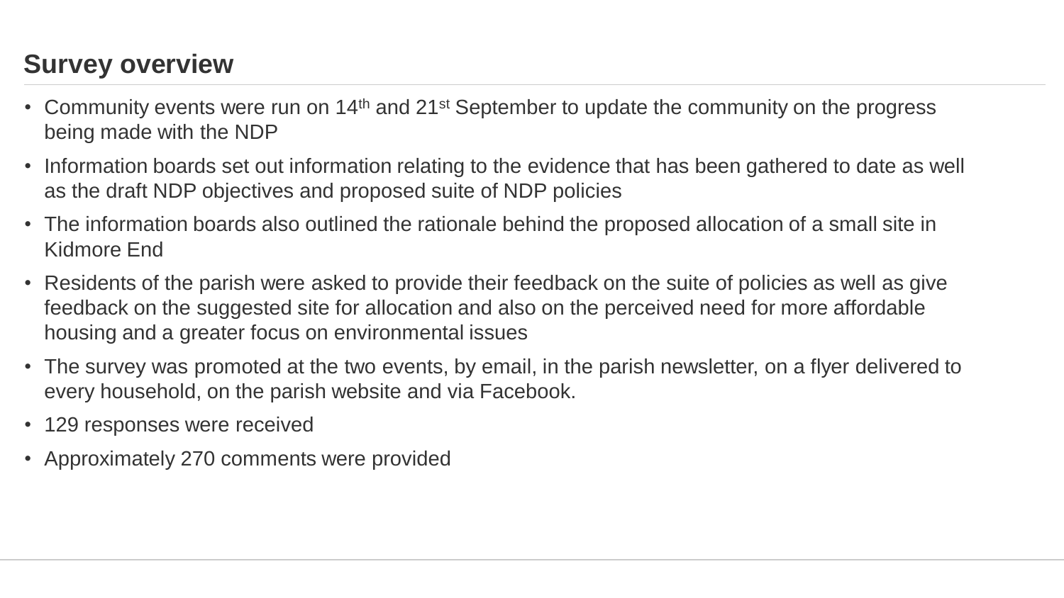## Survey overview

- Community events were run on 14th and 21st September to update the community on the progress being made with the NDP
- Information boards set out information relating to the evidence that has been gathered to date as well as the draft NDP objectives and proposed suite of NDP policies
- The information boards also outlined the rationale behind the proposed allocation of a small site in Kidmore End
- Residents of the parish were asked to provide their feedback on the suite of policies as well as give feedback on the suggested site for allocation and also on the perceived need for more affordable housing and a greater focus on environmental issues
- The survey was promoted at the two events, by email, in the parish newsletter, on a flyer delivered to every household, on the parish website and via Facebook.
- 129 responses were received
- Approximately 270 comments were provided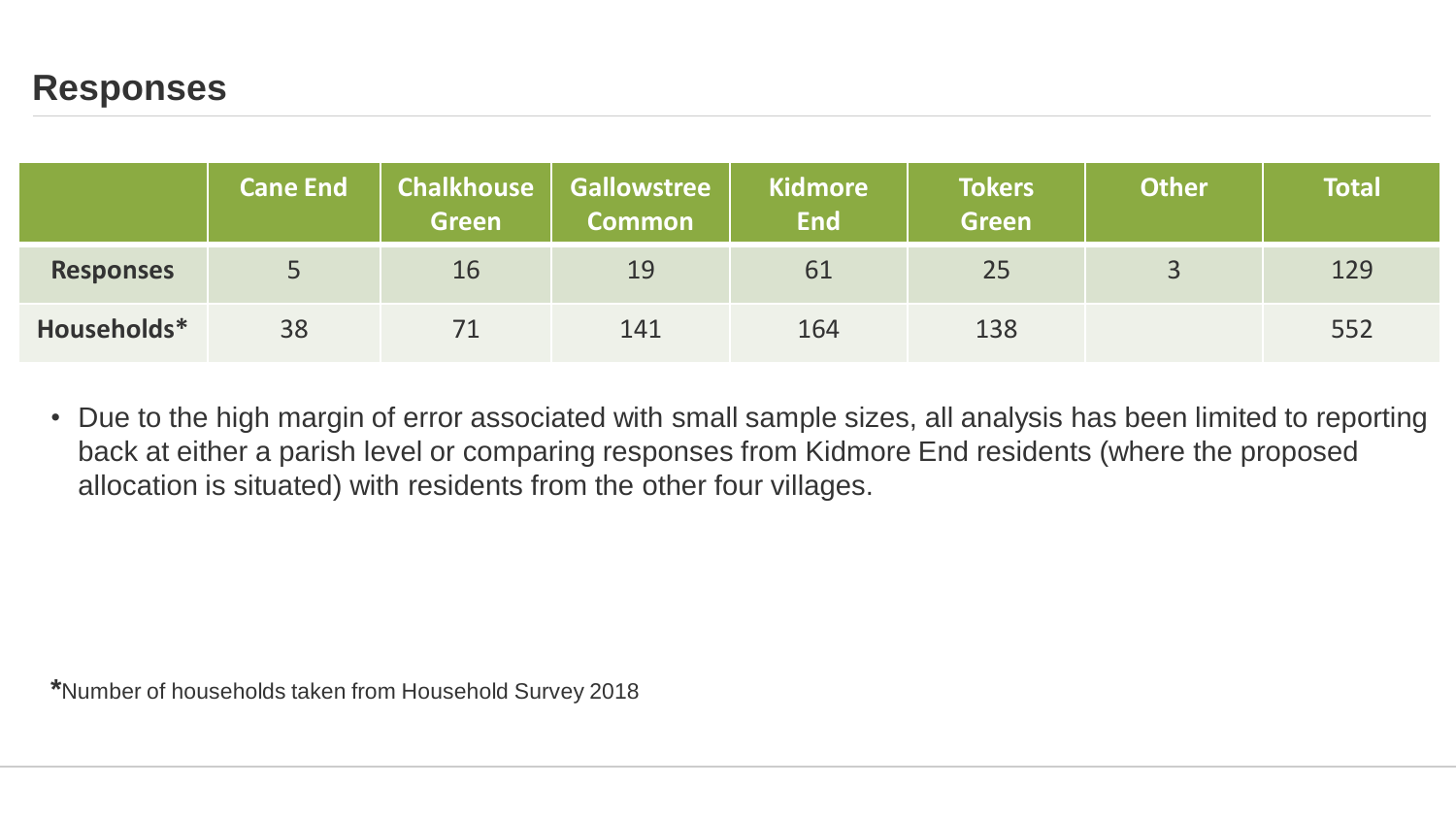## Responses

| | Cane End | Chalkhouse Green | Gallowstree Common | Kidmore End | Tokers Green | Other | Total |
|---|---|---|---|---|---|---|---|
| **Responses** | 5 | 16 | 19 | 61 | 25 | 3 | 129 |
| **Households*** | 38 | 71 | 141 | 164 | 138 | | 552 |

- Due to the high margin of error associated with small sample sizes, all analysis has been limited to reporting back at either a parish level or comparing responses from Kidmore End residents (where the proposed allocation is situated) with residents from the other four villages.

**\***Number of households taken from Household Survey 2018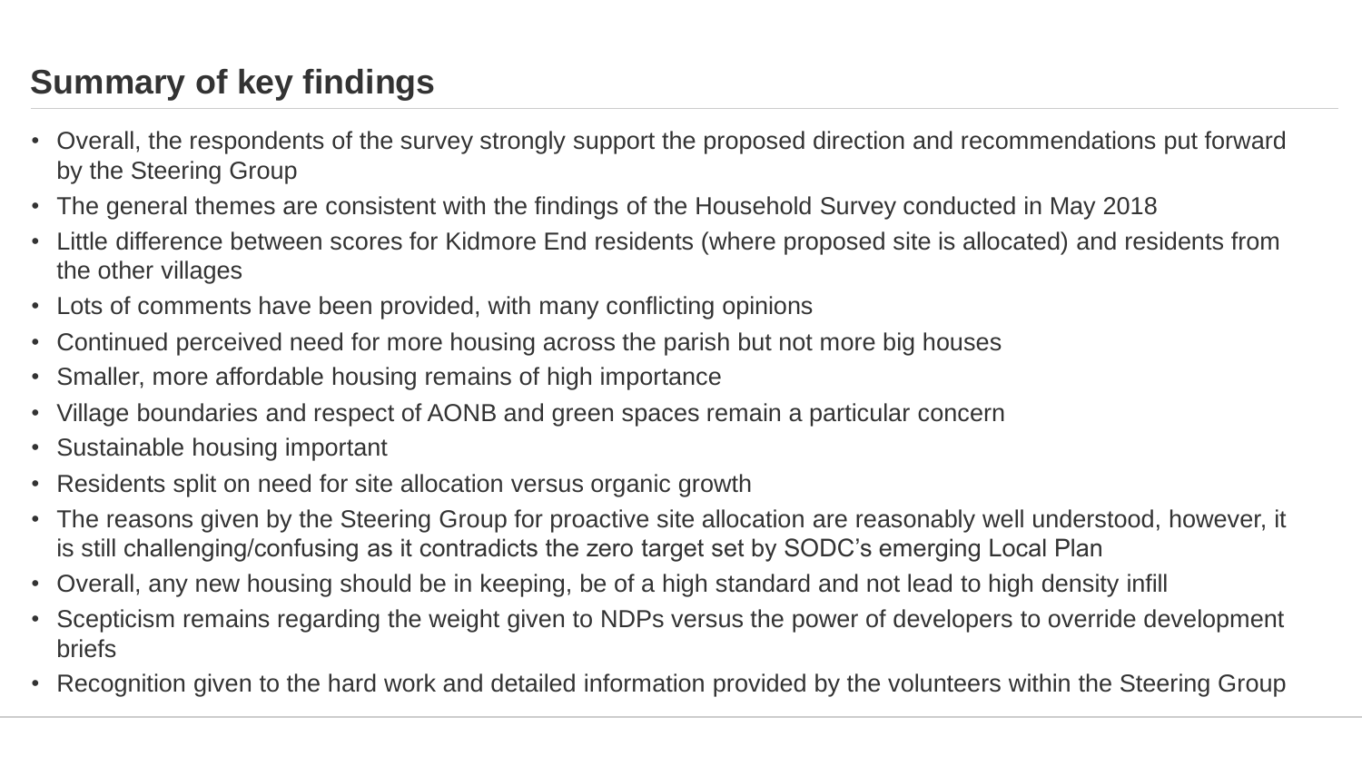## Summary of key findings

- Overall, the respondents of the survey strongly support the proposed direction and recommendations put forward by the Steering Group
- The general themes are consistent with the findings of the Household Survey conducted in May 2018
- Little difference between scores for Kidmore End residents (where proposed site is allocated) and residents from the other villages
- Lots of comments have been provided, with many conflicting opinions
- Continued perceived need for more housing across the parish but not more big houses
- Smaller, more affordable housing remains of high importance
- Village boundaries and respect of AONB and green spaces remain a particular concern
- Sustainable housing important
- Residents split on need for site allocation versus organic growth
- The reasons given by the Steering Group for proactive site allocation are reasonably well understood, however, it is still challenging/confusing as it contradicts the zero target set by SODC's emerging Local Plan
- Overall, any new housing should be in keeping, be of a high standard and not lead to high density infill
- Scepticism remains regarding the weight given to NDPs versus the power of developers to override development briefs
- Recognition given to the hard work and detailed information provided by the volunteers within the Steering Group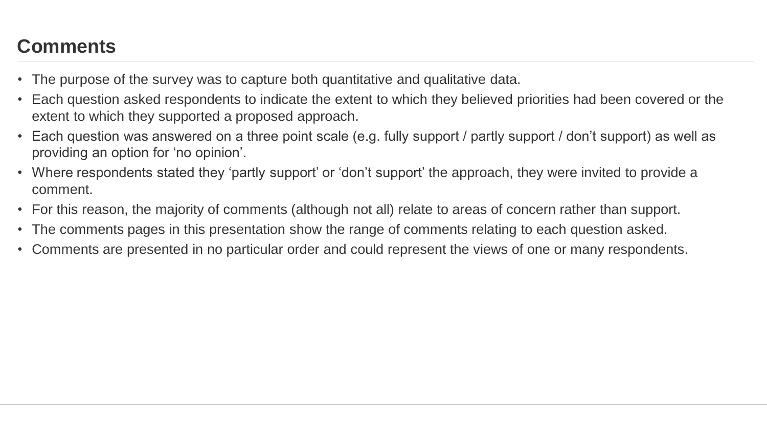## Comments

- The purpose of the survey was to capture both quantitative and qualitative data.
- Each question asked respondents to indicate the extent to which they believed priorities had been covered or the extent to which they supported a proposed approach.
- Each question was answered on a three point scale (e.g. fully support / partly support / don't support) as well as providing an option for 'no opinion'.
- Where respondents stated they 'partly support' or 'don't support' the approach, they were invited to provide a comment.
- For this reason, the majority of comments (although not all) relate to areas of concern rather than support.
- The comments pages in this presentation show the range of comments relating to each question asked.
- Comments are presented in no particular order and could represent the views of one or many respondents.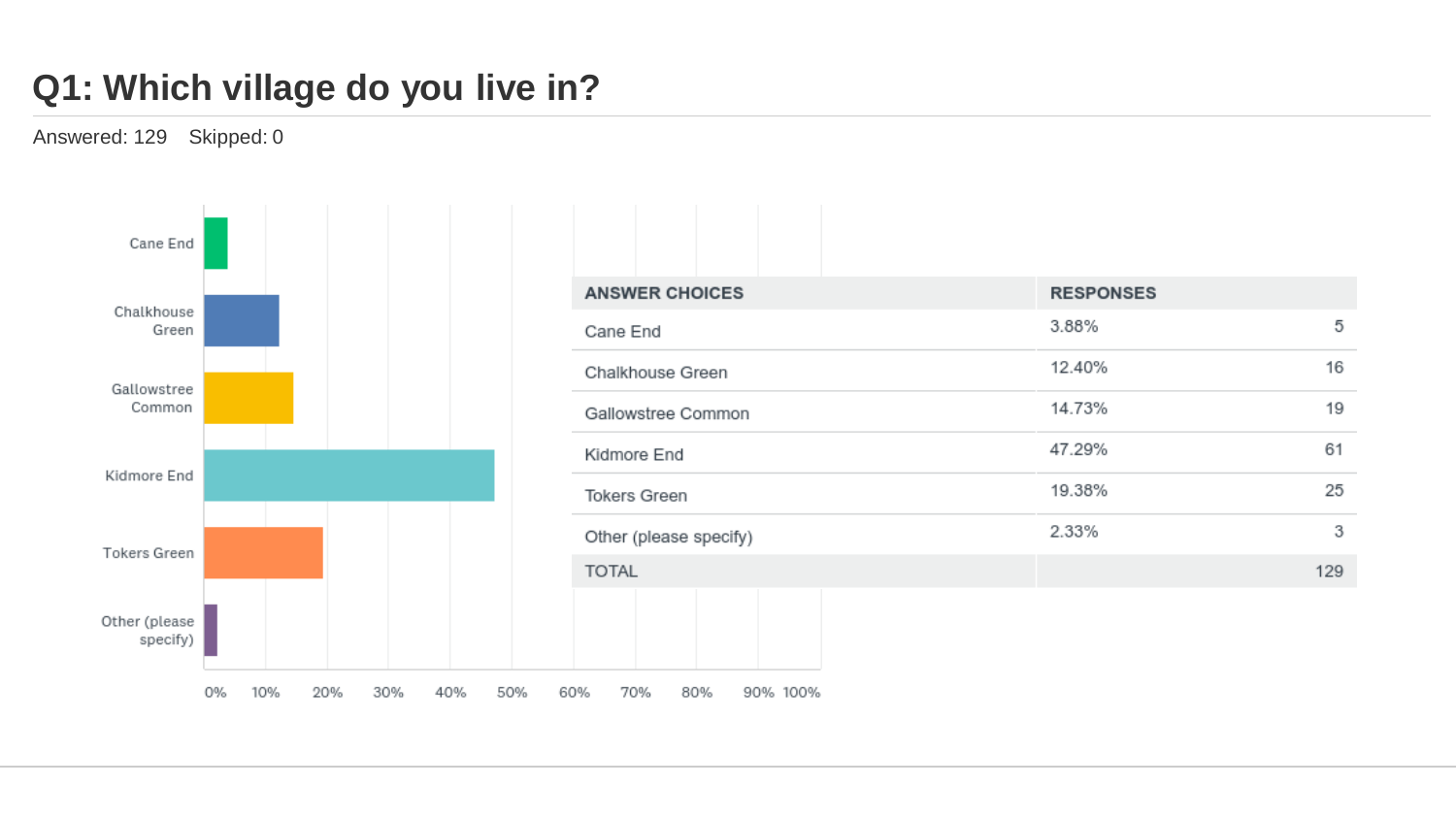# Q1: Which village do you live in?

Answered: 129 Skipped: 0

| ANSWER CHOICES | RESPONSES | |
|---|---|---|
| Cane End | 3.88% | 5 |
| Chalkhouse Green | 12.40% | 16 |
| Gallowstree Common | 14.73% | 19 |
| Kidmore End | 47.29% | 61 |
| Tokers Green | 19.38% | 25 |
| Other (please specify) | 2.33% | 3 |
| TOTAL | | 129 |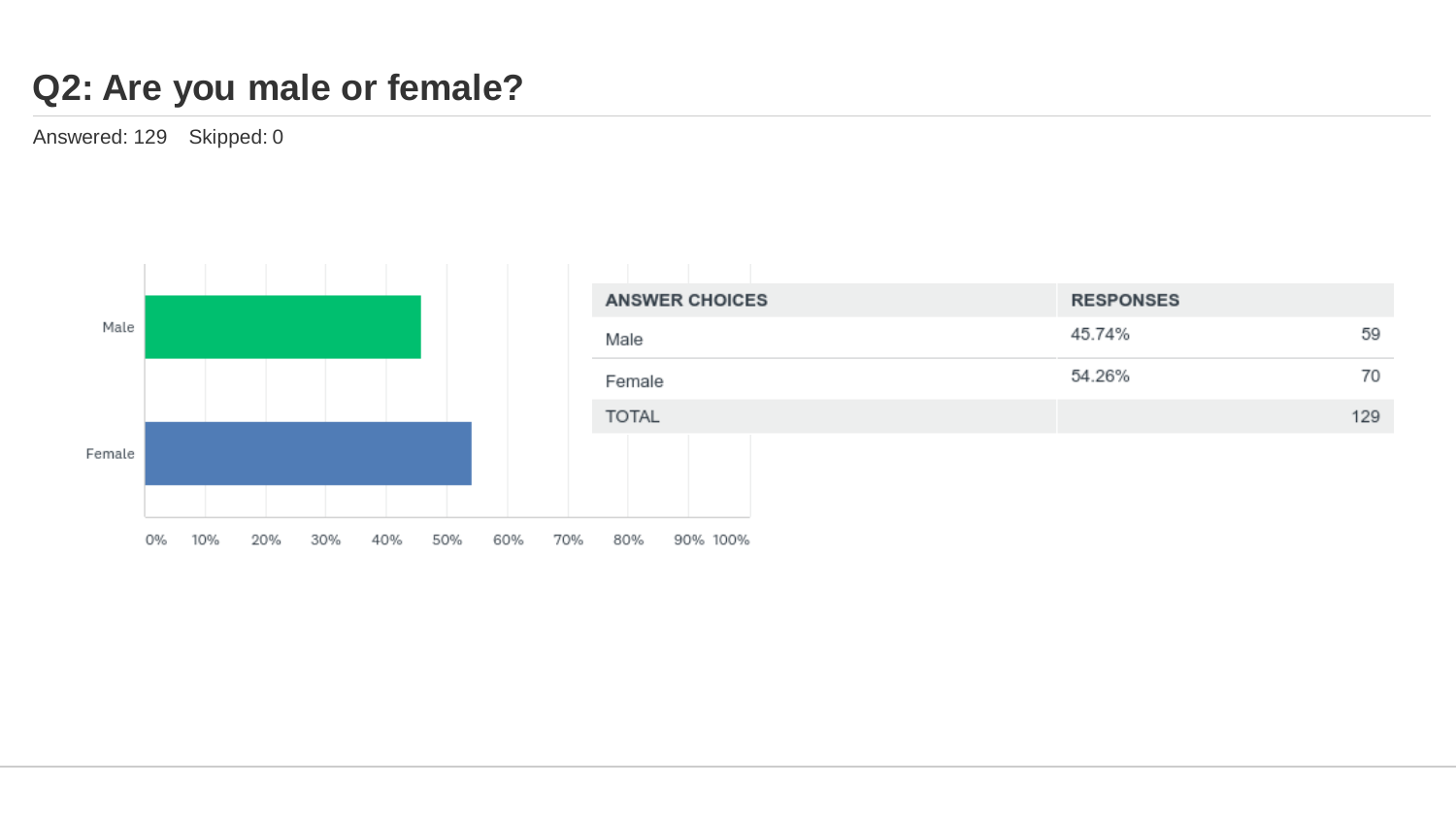# Q2: Are you male or female?

Answered: 129 Skipped: 0

| ANSWER CHOICES | RESPONSES | |
|---|---|---|
| Male | 45.74% | 59 |
| Female | 54.26% | 70 |
| TOTAL | | 129 |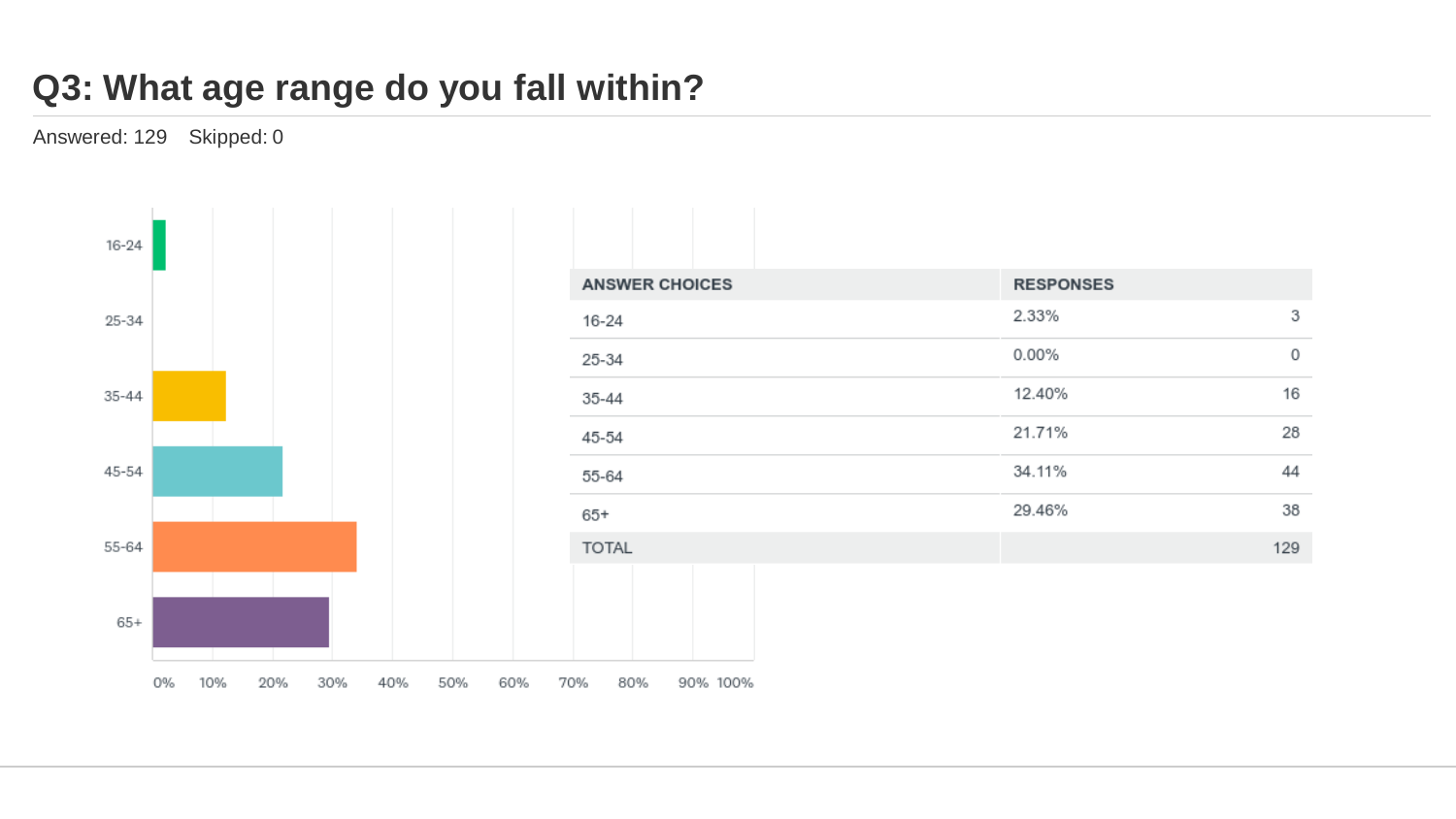# Q3: What age range do you fall within?

Answered: 129 Skipped: 0

| ANSWER CHOICES | RESPONSES | |
|---|---|---|
| 16-24 | 2.33% | 3 |
| 25-34 | 0.00% | 0 |
| 35-44 | 12.40% | 16 |
| 45-54 | 21.71% | 28 |
| 55-64 | 34.11% | 44 |
| 65+ | 29.46% | 38 |
| TOTAL | | 129 |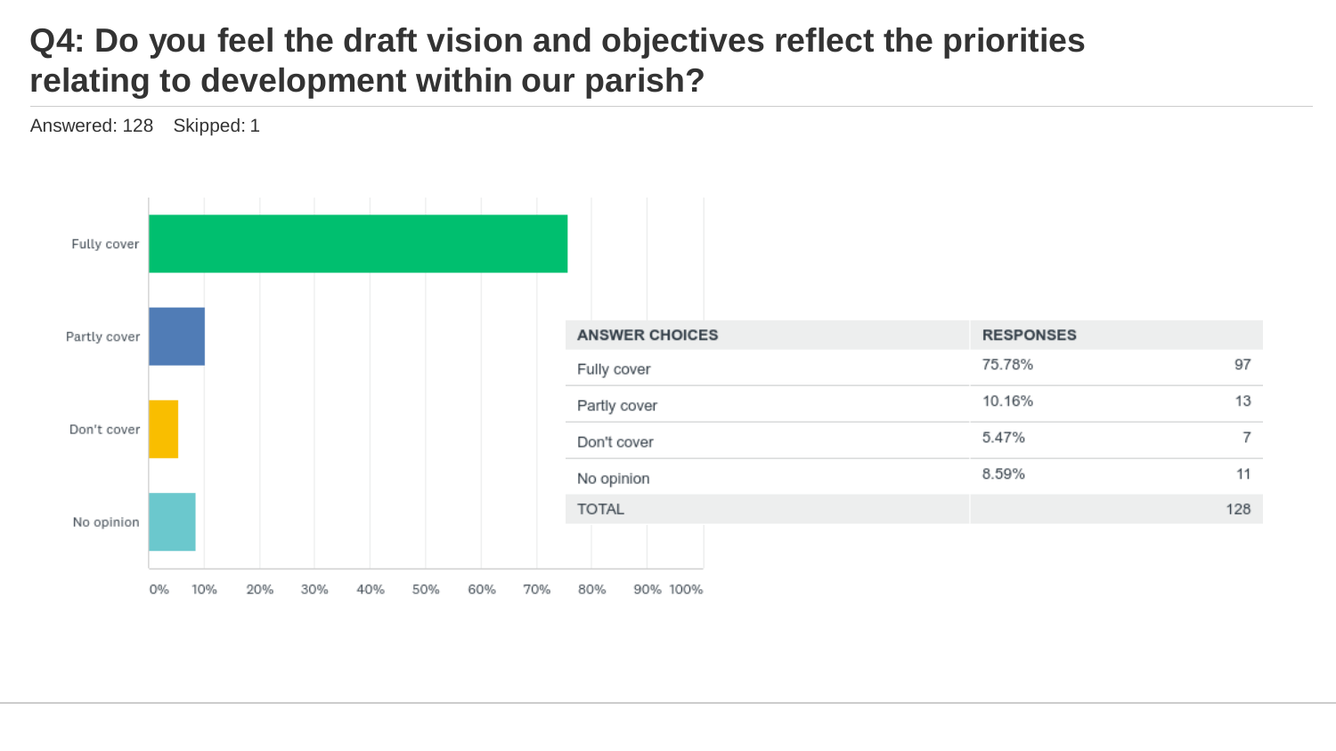# Q4: Do you feel the draft vision and objectives reflect the priorities relating to development within our parish?

Answered: 128 Skipped: 1

| ANSWER CHOICES | RESPONSES | |
|---|---|---|
| Fully cover | 75.78% | 97 |
| Partly cover | 10.16% | 13 |
| Don't cover | 5.47% | 7 |
| No opinion | 8.59% | 11 |
| TOTAL | | 128 |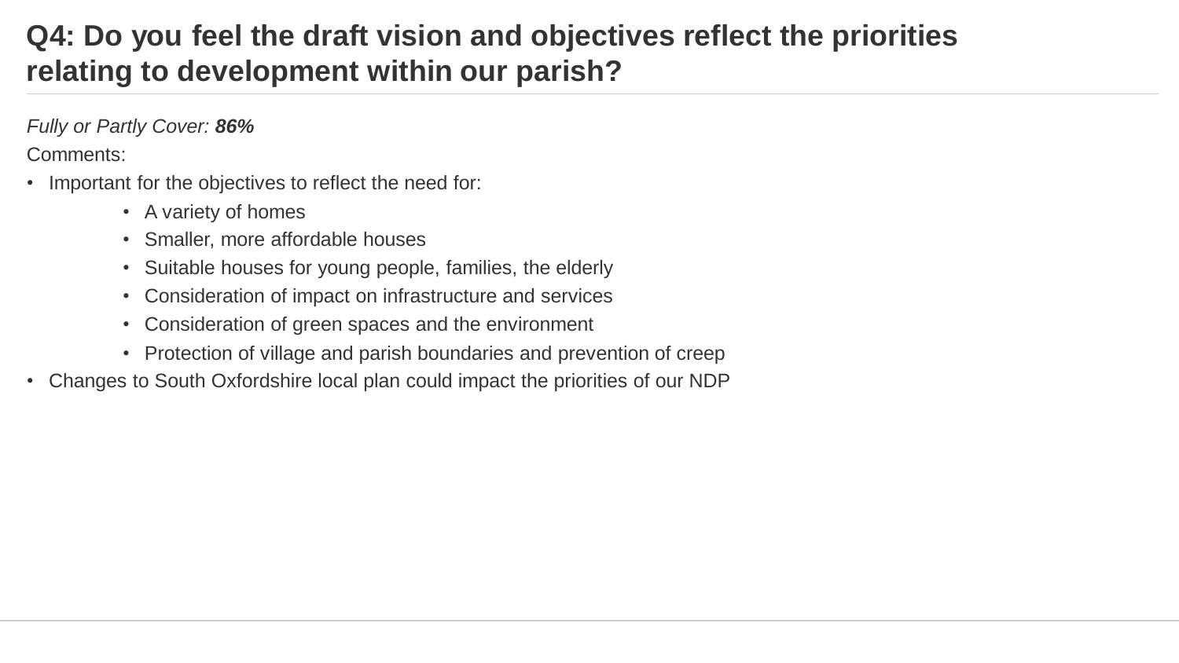# Q4: Do you feel the draft vision and objectives reflect the priorities relating to development within our parish?

*Fully or Partly Cover:* ***86%***

Comments:

- Important for the objectives to reflect the need for:
  - A variety of homes
  - Smaller, more affordable houses
  - Suitable houses for young people, families, the elderly
  - Consideration of impact on infrastructure and services
  - Consideration of green spaces and the environment
  - Protection of village and parish boundaries and prevention of creep
- Changes to South Oxfordshire local plan could impact the priorities of our NDP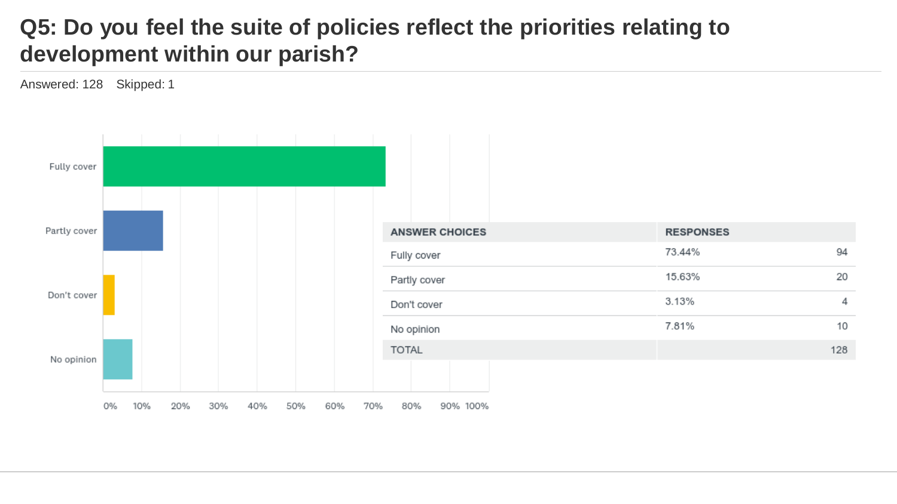# Q5: Do you feel the suite of policies reflect the priorities relating to development within our parish?

Answered: 128    Skipped: 1

| ANSWER CHOICES | RESPONSES | |
|---|---|---|
| Fully cover | 73.44% | 94 |
| Partly cover | 15.63% | 20 |
| Don't cover | 3.13% | 4 |
| No opinion | 7.81% | 10 |
| TOTAL | | 128 |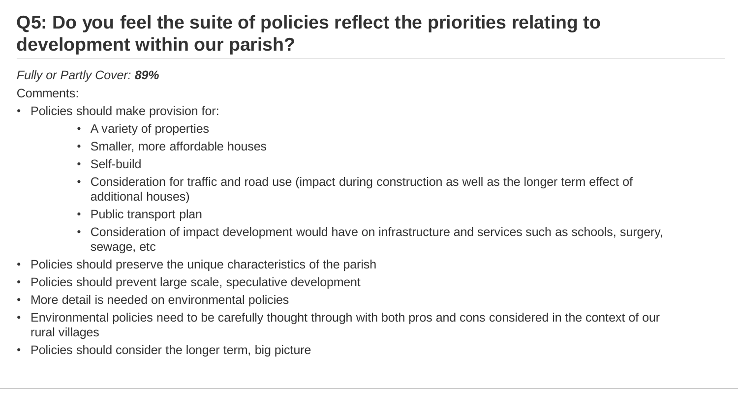# Q5: Do you feel the suite of policies reflect the priorities relating to development within our parish?

*Fully or Partly Cover:* ***89%***

Comments:

- Policies should make provision for:
    - A variety of properties
    - Smaller, more affordable houses
    - Self-build
    - Consideration for traffic and road use (impact during construction as well as the longer term effect of additional houses)
    - Public transport plan
    - Consideration of impact development would have on infrastructure and services such as schools, surgery, sewage, etc
- Policies should preserve the unique characteristics of the parish
- Policies should prevent large scale, speculative development
- More detail is needed on environmental policies
- Environmental policies need to be carefully thought through with both pros and cons considered in the context of our rural villages
- Policies should consider the longer term, big picture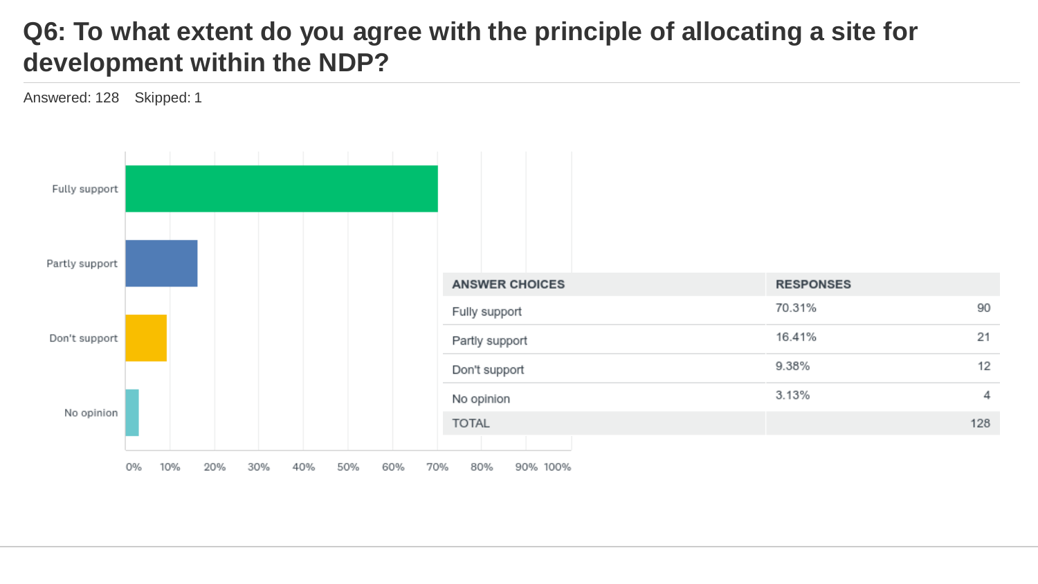# Q6: To what extent do you agree with the principle of allocating a site for development within the NDP?

Answered: 128 Skipped: 1

| ANSWER CHOICES | RESPONSES | |
|---|---|---|
| Fully support | 70.31% | 90 |
| Partly support | 16.41% | 21 |
| Don't support | 9.38% | 12 |
| No opinion | 3.13% | 4 |
| TOTAL | | 128 |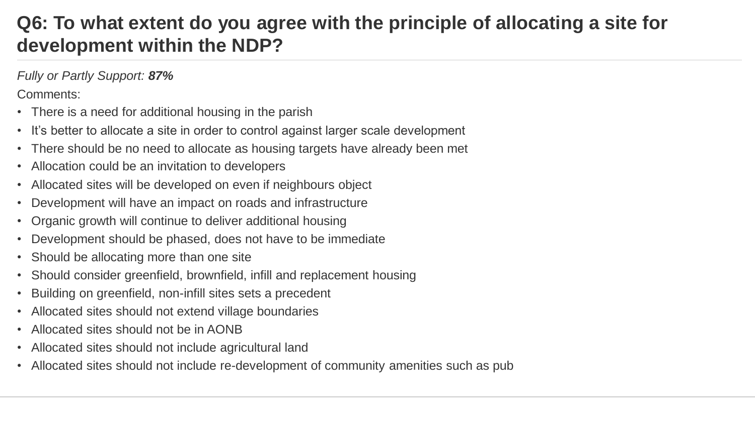# Q6: To what extent do you agree with the principle of allocating a site for development within the NDP?

*Fully or Partly Support:* ***87%***

Comments:

- There is a need for additional housing in the parish
- It's better to allocate a site in order to control against larger scale development
- There should be no need to allocate as housing targets have already been met
- Allocation could be an invitation to developers
- Allocated sites will be developed on even if neighbours object
- Development will have an impact on roads and infrastructure
- Organic growth will continue to deliver additional housing
- Development should be phased, does not have to be immediate
- Should be allocating more than one site
- Should consider greenfield, brownfield, infill and replacement housing
- Building on greenfield, non-infill sites sets a precedent
- Allocated sites should not extend village boundaries
- Allocated sites should not be in AONB
- Allocated sites should not include agricultural land
- Allocated sites should not include re-development of community amenities such as pub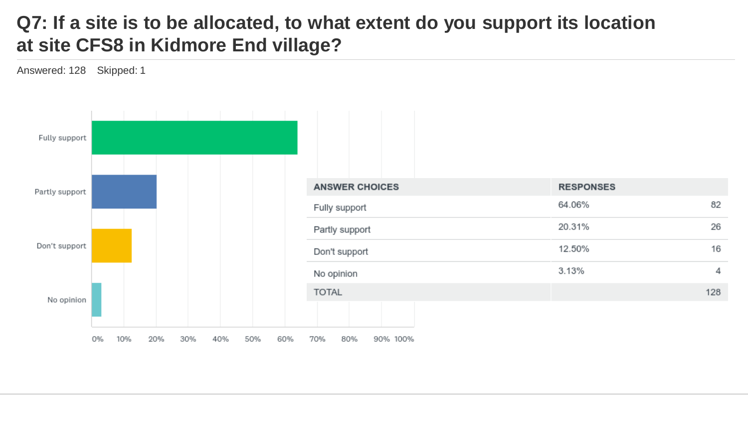# Q7: If a site is to be allocated, to what extent do you support its location at site CFS8 in Kidmore End village?

Answered: 128 Skipped: 1

| ANSWER CHOICES | RESPONSES | |
|---|---|---|
| Fully support | 64.06% | 82 |
| Partly support | 20.31% | 26 |
| Don't support | 12.50% | 16 |
| No opinion | 3.13% | 4 |
| TOTAL | | 128 |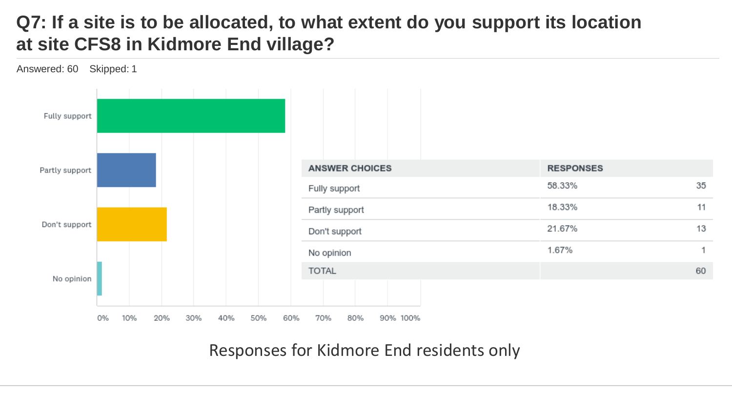## Q7: If a site is to be allocated, to what extent do you support its location at site CFS8 in Kidmore End village?

Answered: 60 Skipped: 1

| ANSWER CHOICES | RESPONSES | |
|---|---|---|
| Fully support | 58.33% | 35 |
| Partly support | 18.33% | 11 |
| Don't support | 21.67% | 13 |
| No opinion | 1.67% | 1 |
| TOTAL | | 60 |

Responses for Kidmore End residents only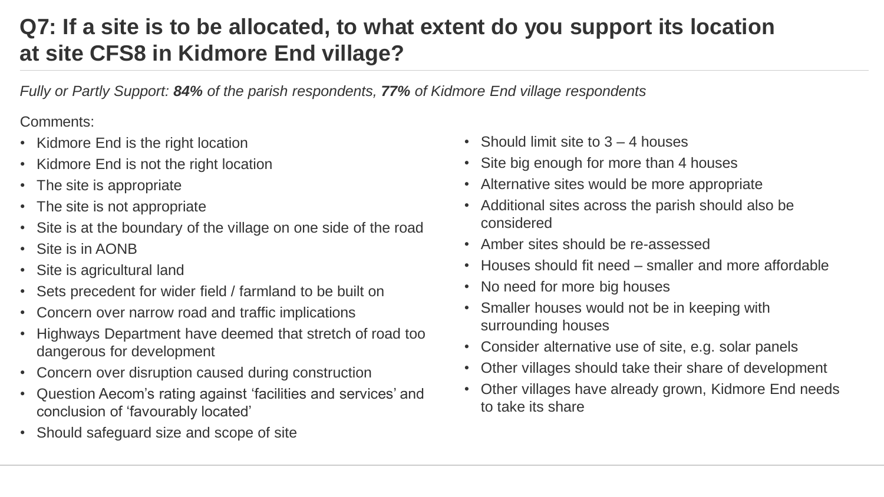# Q7: If a site is to be allocated, to what extent do you support its location at site CFS8 in Kidmore End village?

*Fully or Partly Support: **84%** of the parish respondents, **77%** of Kidmore End village respondents*

Comments:

- Kidmore End is the right location
- Kidmore End is not the right location
- The site is appropriate
- The site is not appropriate
- Site is at the boundary of the village on one side of the road
- Site is in AONB
- Site is agricultural land
- Sets precedent for wider field / farmland to be built on
- Concern over narrow road and traffic implications
- Highways Department have deemed that stretch of road too dangerous for development
- Concern over disruption caused during construction
- Question Aecom's rating against 'facilities and services' and conclusion of 'favourably located'
- Should safeguard size and scope of site
- Should limit site to 3 – 4 houses
- Site big enough for more than 4 houses
- Alternative sites would be more appropriate
- Additional sites across the parish should also be considered
- Amber sites should be re-assessed
- Houses should fit need – smaller and more affordable
- No need for more big houses
- Smaller houses would not be in keeping with surrounding houses
- Consider alternative use of site, e.g. solar panels
- Other villages should take their share of development
- Other villages have already grown, Kidmore End needs to take its share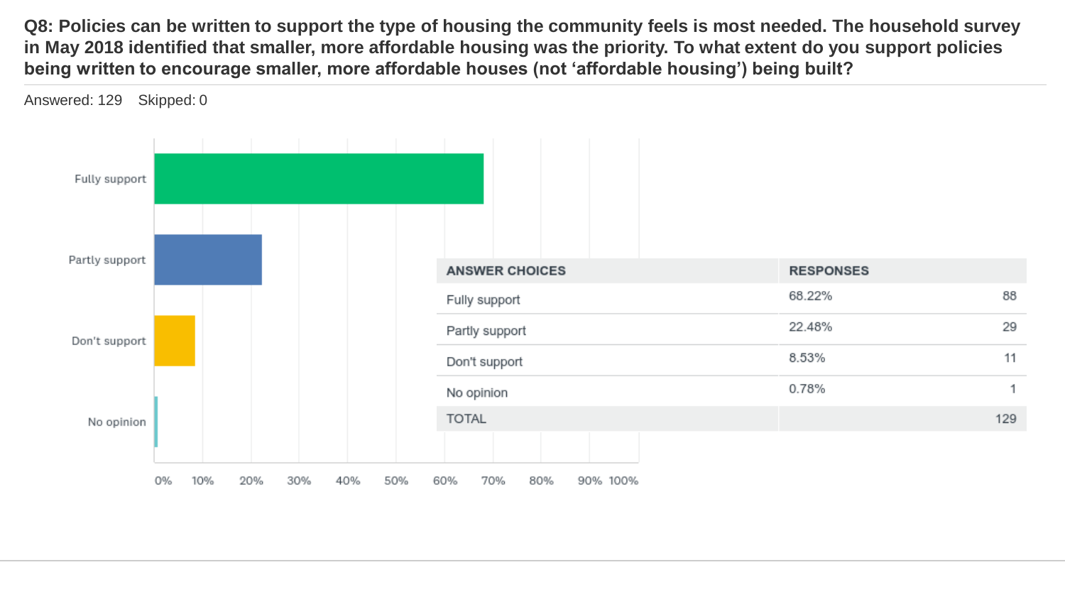**Q8: Policies can be written to support the type of housing the community feels is most needed. The household survey in May 2018 identified that smaller, more affordable housing was the priority. To what extent do you support policies being written to encourage smaller, more affordable houses (not 'affordable housing') being built?**

Answered: 129 Skipped: 0

| ANSWER CHOICES | RESPONSES | |
|---|---|---|
| Fully support | 68.22% | 88 |
| Partly support | 22.48% | 29 |
| Don't support | 8.53% | 11 |
| No opinion | 0.78% | 1 |
| TOTAL | | 129 |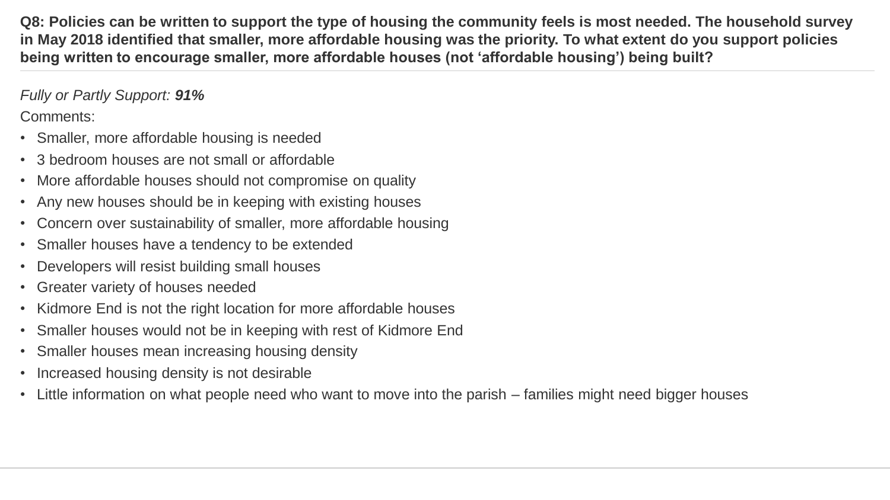**Q8: Policies can be written to support the type of housing the community feels is most needed. The household survey in May 2018 identified that smaller, more affordable housing was the priority. To what extent do you support policies being written to encourage smaller, more affordable houses (not 'affordable housing') being built?**

*Fully or Partly Support:* ***91%***

Comments:

- Smaller, more affordable housing is needed
- 3 bedroom houses are not small or affordable
- More affordable houses should not compromise on quality
- Any new houses should be in keeping with existing houses
- Concern over sustainability of smaller, more affordable housing
- Smaller houses have a tendency to be extended
- Developers will resist building small houses
- Greater variety of houses needed
- Kidmore End is not the right location for more affordable houses
- Smaller houses would not be in keeping with rest of Kidmore End
- Smaller houses mean increasing housing density
- Increased housing density is not desirable
- Little information on what people need who want to move into the parish – families might need bigger houses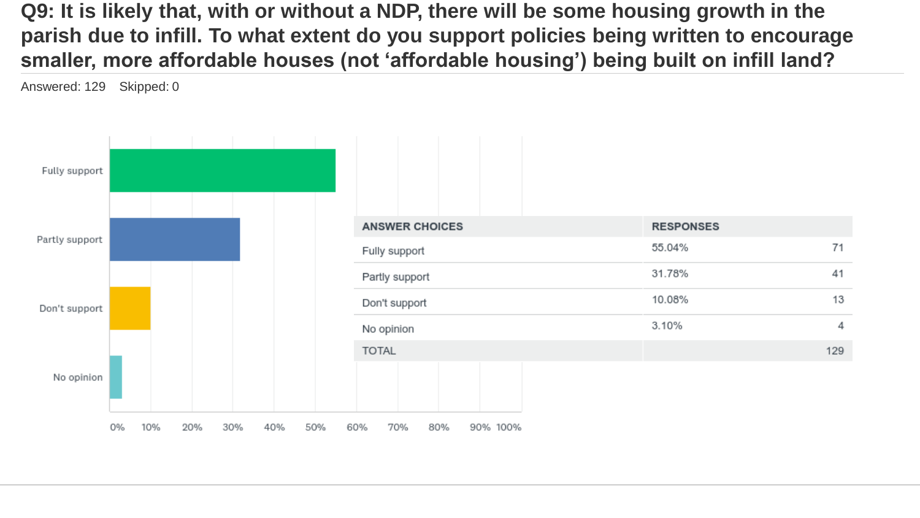## Q9: It is likely that, with or without a NDP, there will be some housing growth in the parish due to infill. To what extent do you support policies being written to encourage smaller, more affordable houses (not 'affordable housing') being built on infill land?

Answered: 129 Skipped: 0

| ANSWER CHOICES | RESPONSES | |
|---|---|---|
| Fully support | 55.04% | 71 |
| Partly support | 31.78% | 41 |
| Don't support | 10.08% | 13 |
| No opinion | 3.10% | 4 |
| TOTAL | | 129 |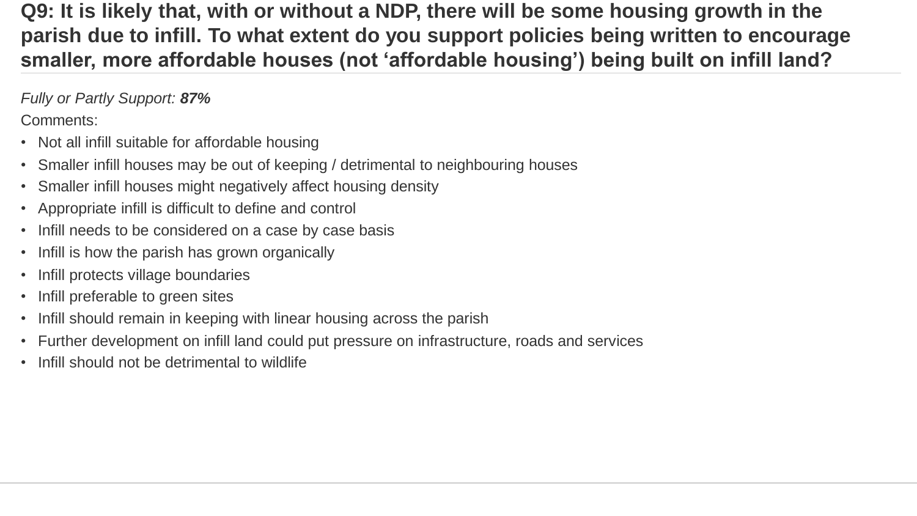## Q9: It is likely that, with or without a NDP, there will be some housing growth in the parish due to infill. To what extent do you support policies being written to encourage smaller, more affordable houses (not 'affordable housing') being built on infill land?

*Fully or Partly Support:* ***87%***

Comments:

- Not all infill suitable for affordable housing
- Smaller infill houses may be out of keeping / detrimental to neighbouring houses
- Smaller infill houses might negatively affect housing density
- Appropriate infill is difficult to define and control
- Infill needs to be considered on a case by case basis
- Infill is how the parish has grown organically
- Infill protects village boundaries
- Infill preferable to green sites
- Infill should remain in keeping with linear housing across the parish
- Further development on infill land could put pressure on infrastructure, roads and services
- Infill should not be detrimental to wildlife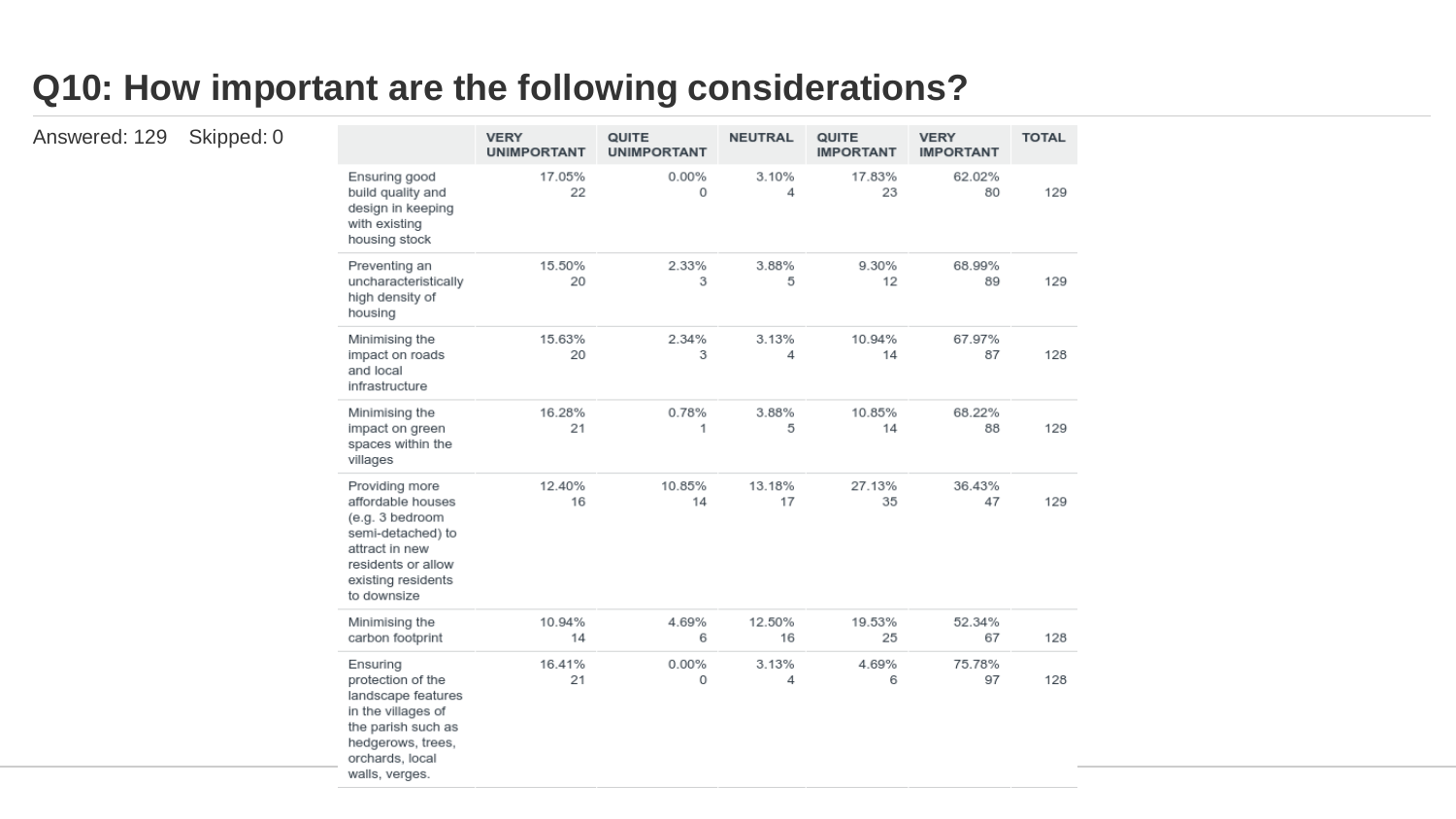# Q10: How important are the following considerations?

Answered: 129 Skipped: 0

| | VERY UNIMPORTANT | QUITE UNIMPORTANT | NEUTRAL | QUITE IMPORTANT | VERY IMPORTANT | TOTAL |
|---|---|---|---|---|---|---|
| Ensuring good build quality and design in keeping with existing housing stock | 17.05% 22 | 0.00% 0 | 3.10% 4 | 17.83% 23 | 62.02% 80 | 129 |
| Preventing an uncharacteristically high density of housing | 15.50% 20 | 2.33% 3 | 3.88% 5 | 9.30% 12 | 68.99% 89 | 129 |
| Minimising the impact on roads and local infrastructure | 15.63% 20 | 2.34% 3 | 3.13% 4 | 10.94% 14 | 67.97% 87 | 128 |
| Minimising the impact on green spaces within the villages | 16.28% 21 | 0.78% 1 | 3.88% 5 | 10.85% 14 | 68.22% 88 | 129 |
| Providing more affordable houses (e.g. 3 bedroom semi-detached) to attract in new residents or allow existing residents to downsize | 12.40% 16 | 10.85% 14 | 13.18% 17 | 27.13% 35 | 36.43% 47 | 129 |
| Minimising the carbon footprint | 10.94% 14 | 4.69% 6 | 12.50% 16 | 19.53% 25 | 52.34% 67 | 128 |
| Ensuring protection of the landscape features in the villages of the parish such as hedgerows, trees, orchards, local walls, verges. | 16.41% 21 | 0.00% 0 | 3.13% 4 | 4.69% 6 | 75.78% 97 | 128 |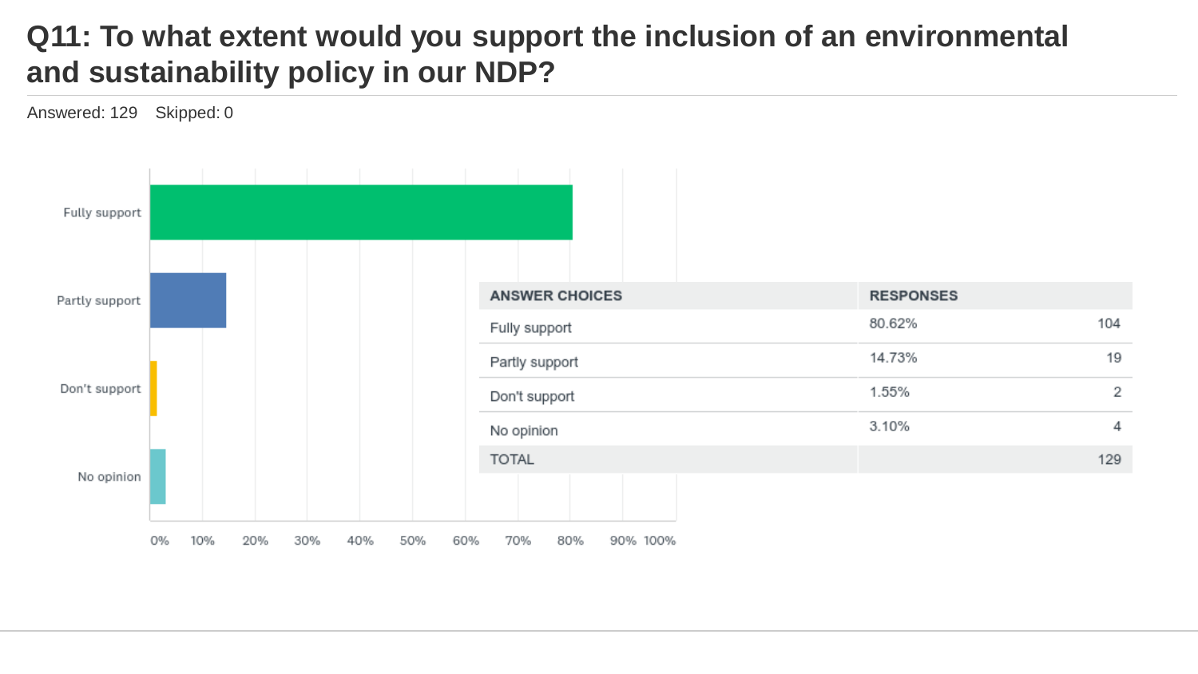# Q11: To what extent would you support the inclusion of an environmental and sustainability policy in our NDP?

Answered: 129    Skipped: 0

| ANSWER CHOICES | RESPONSES | |
|---|---|---|
| Fully support | 80.62% | 104 |
| Partly support | 14.73% | 19 |
| Don't support | 1.55% | 2 |
| No opinion | 3.10% | 4 |
| TOTAL | | 129 |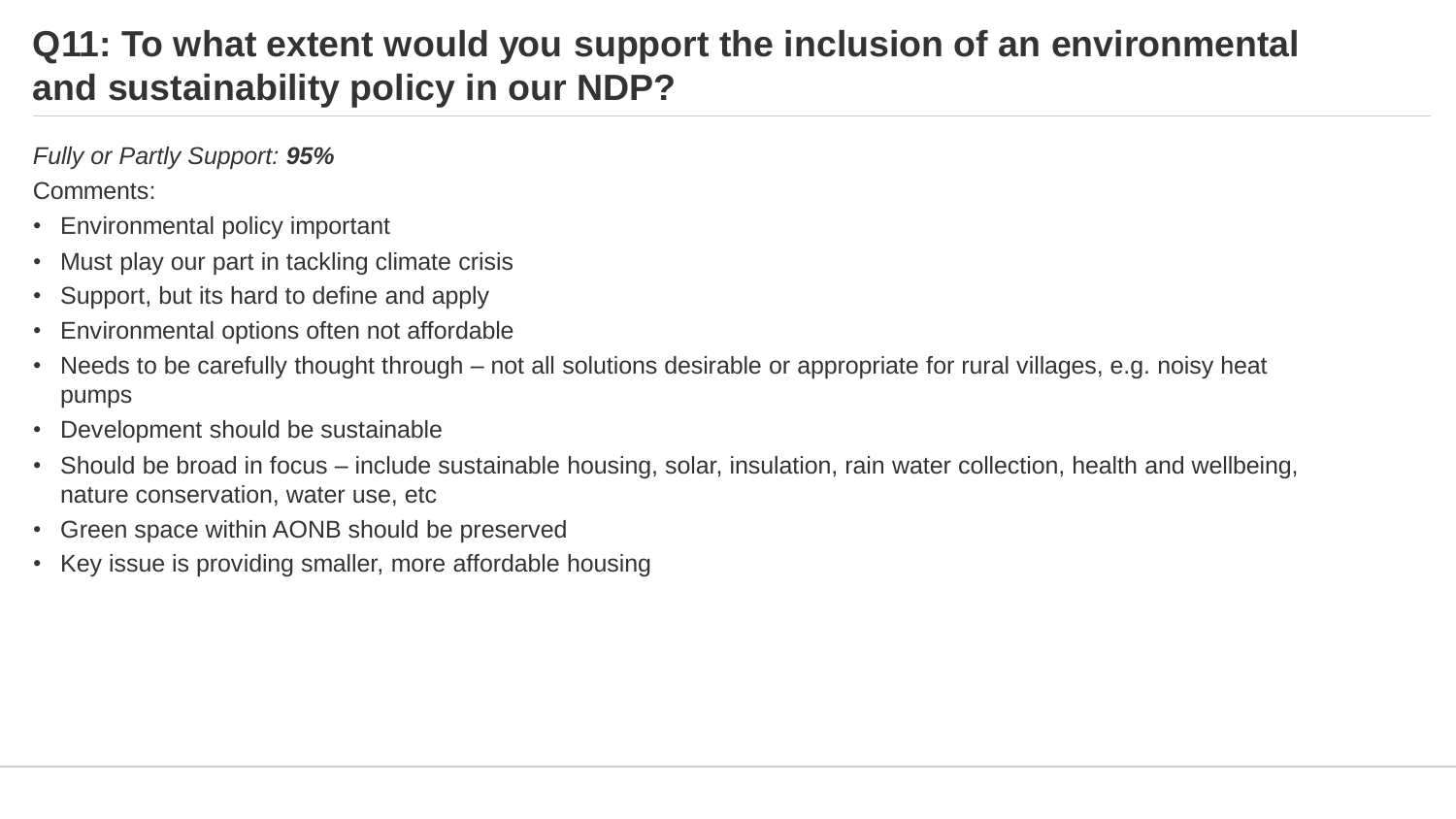# Q11: To what extent would you support the inclusion of an environmental and sustainability policy in our NDP?

*Fully or Partly Support: **95%***

Comments:

- Environmental policy important
- Must play our part in tackling climate crisis
- Support, but its hard to define and apply
- Environmental options often not affordable
- Needs to be carefully thought through – not all solutions desirable or appropriate for rural villages, e.g. noisy heat pumps
- Development should be sustainable
- Should be broad in focus – include sustainable housing, solar, insulation, rain water collection, health and wellbeing, nature conservation, water use, etc
- Green space within AONB should be preserved
- Key issue is providing smaller, more affordable housing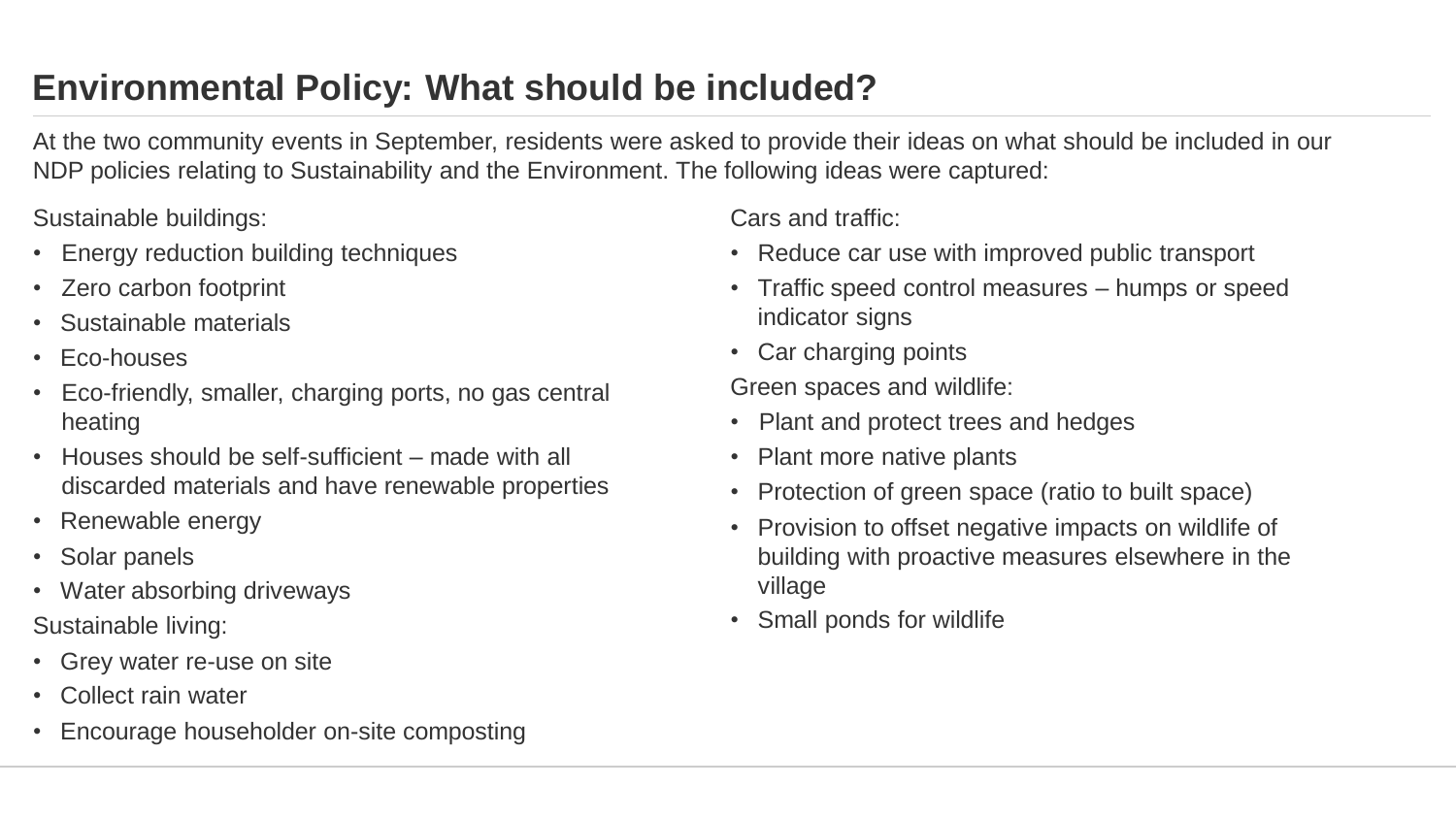## Environmental Policy: What should be included?

At the two community events in September, residents were asked to provide their ideas on what should be included in our NDP policies relating to Sustainability and the Environment. The following ideas were captured:

Sustainable buildings:

- Energy reduction building techniques
- Zero carbon footprint
- Sustainable materials
- Eco-houses
- Eco-friendly, smaller, charging ports, no gas central heating
- Houses should be self-sufficient – made with all discarded materials and have renewable properties
- Renewable energy
- Solar panels
- Water absorbing driveways

Sustainable living:

- Grey water re-use on site
- Collect rain water
- Encourage householder on-site composting

Cars and traffic:

- Reduce car use with improved public transport
- Traffic speed control measures – humps or speed indicator signs
- Car charging points

Green spaces and wildlife:

- Plant and protect trees and hedges
- Plant more native plants
- Protection of green space (ratio to built space)
- Provision to offset negative impacts on wildlife of building with proactive measures elsewhere in the village
- Small ponds for wildlife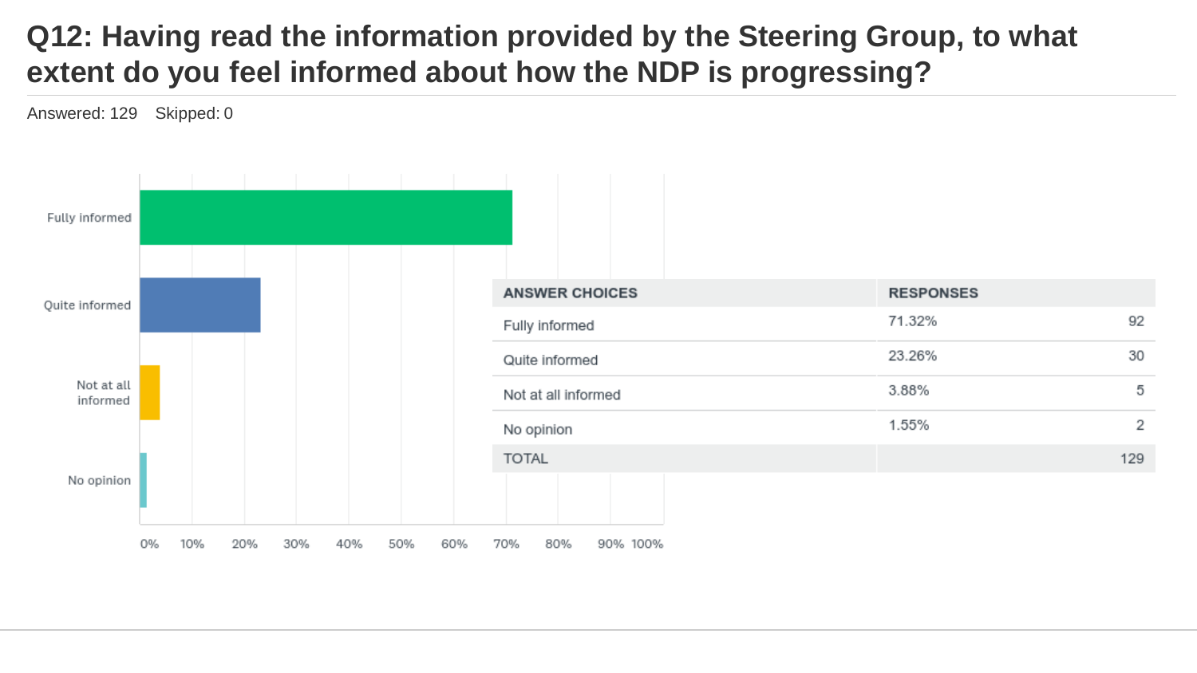# Q12: Having read the information provided by the Steering Group, to what extent do you feel informed about how the NDP is progressing?

Answered: 129    Skipped: 0

| ANSWER CHOICES | RESPONSES | |
|---|---|---|
| Fully informed | 71.32% | 92 |
| Quite informed | 23.26% | 30 |
| Not at all informed | 3.88% | 5 |
| No opinion | 1.55% | 2 |
| TOTAL | | 129 |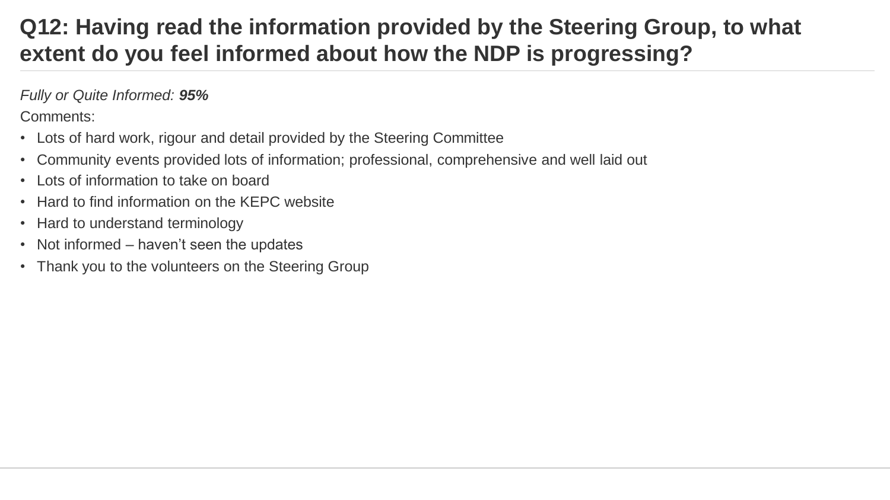# Q12: Having read the information provided by the Steering Group, to what extent do you feel informed about how the NDP is progressing?

*Fully or Quite Informed: **95%***

Comments:

- Lots of hard work, rigour and detail provided by the Steering Committee
- Community events provided lots of information; professional, comprehensive and well laid out
- Lots of information to take on board
- Hard to find information on the KEPC website
- Hard to understand terminology
- Not informed – haven't seen the updates
- Thank you to the volunteers on the Steering Group